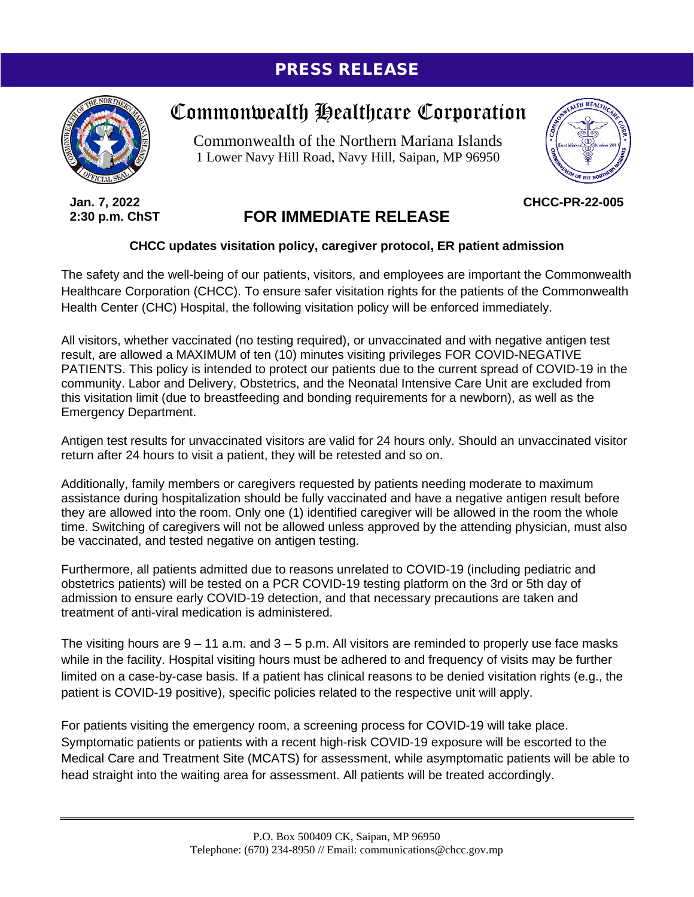# PRESS RELEASE

## Commonwealth Healthcare Corporation

Commonwealth of the Northern Mariana Islands
1 Lower Navy Hill Road, Navy Hill, Saipan, MP 96950

**Jan. 7, 2022**
**2:30 p.m. ChST**

**CHCC-PR-22-005**

## FOR IMMEDIATE RELEASE

**CHCC updates visitation policy, caregiver protocol, ER patient admission**

The safety and the well-being of our patients, visitors, and employees are important the Commonwealth Healthcare Corporation (CHCC). To ensure safer visitation rights for the patients of the Commonwealth Health Center (CHC) Hospital, the following visitation policy will be enforced immediately.

All visitors, whether vaccinated (no testing required), or unvaccinated and with negative antigen test result, are allowed a MAXIMUM of ten (10) minutes visiting privileges FOR COVID-NEGATIVE PATIENTS. This policy is intended to protect our patients due to the current spread of COVID-19 in the community. Labor and Delivery, Obstetrics, and the Neonatal Intensive Care Unit are excluded from this visitation limit (due to breastfeeding and bonding requirements for a newborn), as well as the Emergency Department.

Antigen test results for unvaccinated visitors are valid for 24 hours only. Should an unvaccinated visitor return after 24 hours to visit a patient, they will be retested and so on.

Additionally, family members or caregivers requested by patients needing moderate to maximum assistance during hospitalization should be fully vaccinated and have a negative antigen result before they are allowed into the room. Only one (1) identified caregiver will be allowed in the room the whole time. Switching of caregivers will not be allowed unless approved by the attending physician, must also be vaccinated, and tested negative on antigen testing.

Furthermore, all patients admitted due to reasons unrelated to COVID-19 (including pediatric and obstetrics patients) will be tested on a PCR COVID-19 testing platform on the 3rd or 5th day of admission to ensure early COVID-19 detection, and that necessary precautions are taken and treatment of anti-viral medication is administered.

The visiting hours are 9 – 11 a.m. and 3 – 5 p.m. All visitors are reminded to properly use face masks while in the facility. Hospital visiting hours must be adhered to and frequency of visits may be further limited on a case-by-case basis. If a patient has clinical reasons to be denied visitation rights (e.g., the patient is COVID-19 positive), specific policies related to the respective unit will apply.

For patients visiting the emergency room, a screening process for COVID-19 will take place. Symptomatic patients or patients with a recent high-risk COVID-19 exposure will be escorted to the Medical Care and Treatment Site (MCATS) for assessment, while asymptomatic patients will be able to head straight into the waiting area for assessment. All patients will be treated accordingly.

P.O. Box 500409 CK, Saipan, MP 96950
Telephone: (670) 234-8950 // Email: communications@chcc.gov.mp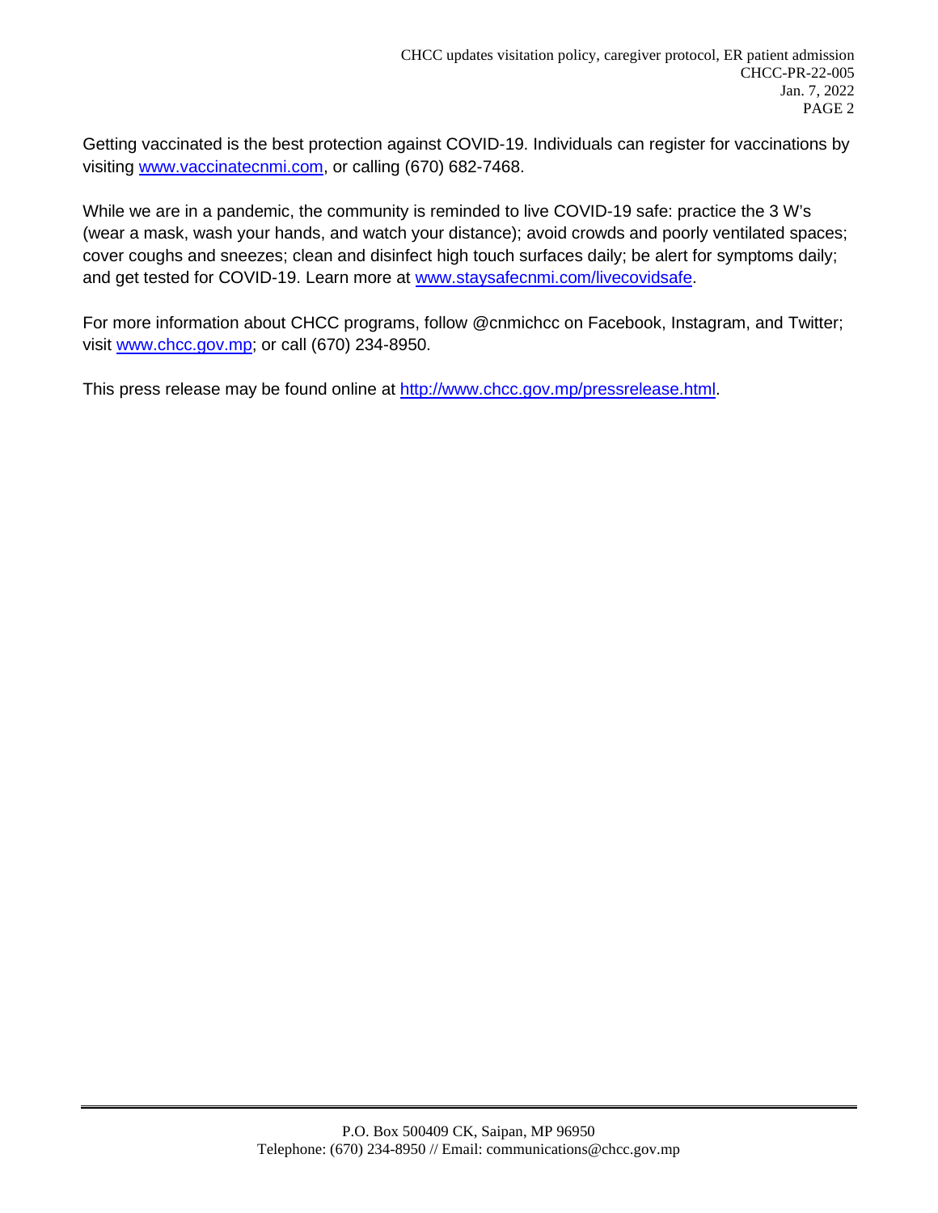Getting vaccinated is the best protection against COVID-19. Individuals can register for vaccinations by visiting www.vaccinatecnmi.com, or calling (670) 682-7468.

While we are in a pandemic, the community is reminded to live COVID-19 safe: practice the 3 W's (wear a mask, wash your hands, and watch your distance); avoid crowds and poorly ventilated spaces; cover coughs and sneezes; clean and disinfect high touch surfaces daily; be alert for symptoms daily; and get tested for COVID-19. Learn more at www.staysafecnmi.com/livecovidsafe.

For more information about CHCC programs, follow @cnmichcc on Facebook, Instagram, and Twitter; visit www.chcc.gov.mp; or call (670) 234-8950.

This press release may be found online at http://www.chcc.gov.mp/pressrelease.html.